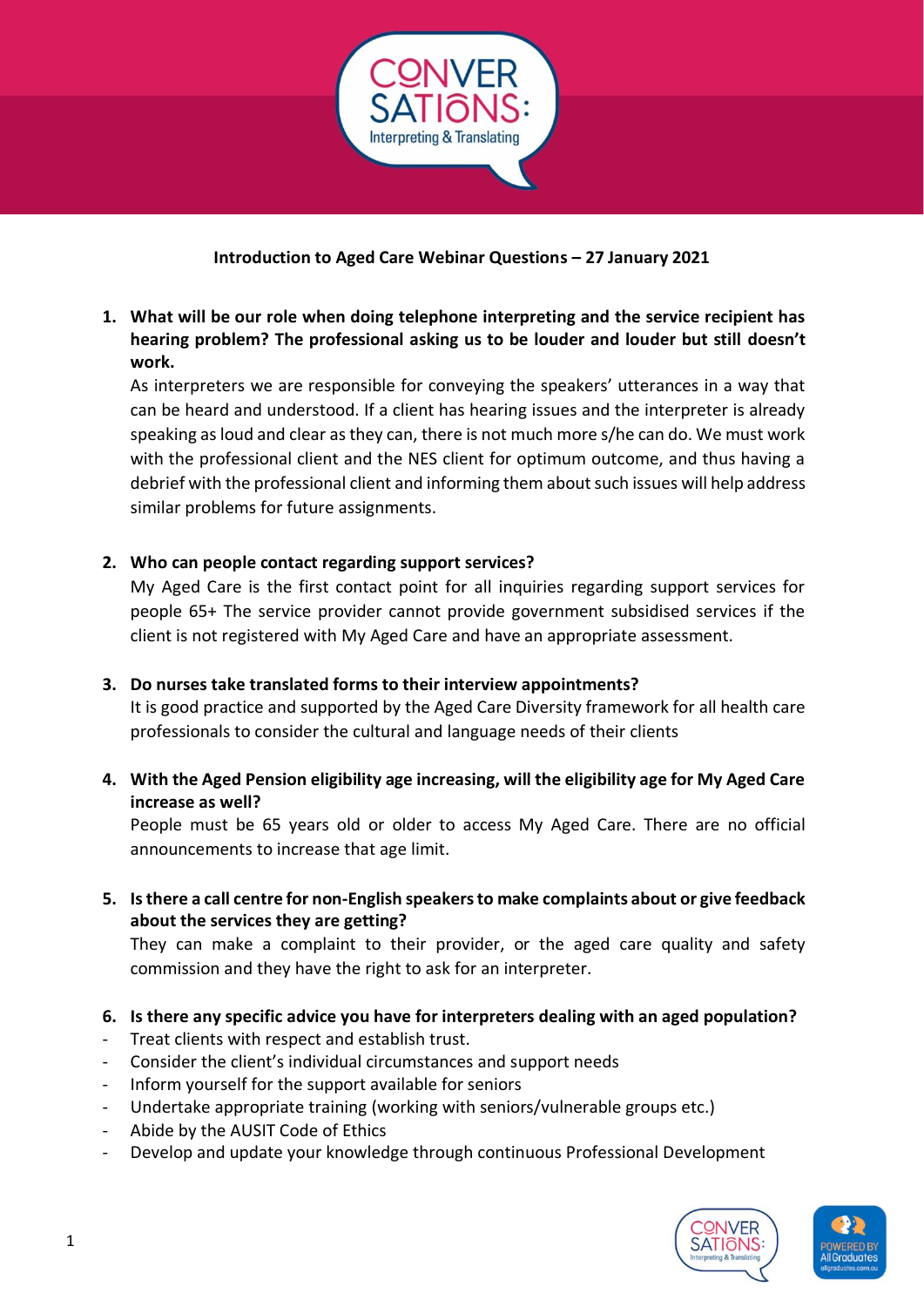**Introduction to Aged Care Webinar Questions – 27 January 2021**

1. **What will be our role when doing telephone interpreting and the service recipient has hearing problem? The professional asking us to be louder and louder but still doesn't work.**
   As interpreters we are responsible for conveying the speakers' utterances in a way that can be heard and understood. If a client has hearing issues and the interpreter is already speaking as loud and clear as they can, there is not much more s/he can do. We must work with the professional client and the NES client for optimum outcome, and thus having a debrief with the professional client and informing them about such issues will help address similar problems for future assignments.

2. **Who can people contact regarding support services?**
   My Aged Care is the first contact point for all inquiries regarding support services for people 65+ The service provider cannot provide government subsidised services if the client is not registered with My Aged Care and have an appropriate assessment.

3. **Do nurses take translated forms to their interview appointments?**
   It is good practice and supported by the Aged Care Diversity framework for all health care professionals to consider the cultural and language needs of their clients

4. **With the Aged Pension eligibility age increasing, will the eligibility age for My Aged Care increase as well?**
   People must be 65 years old or older to access My Aged Care. There are no official announcements to increase that age limit.

5. **Is there a call centre for non-English speakers to make complaints about or give feedback about the services they are getting?**
   They can make a complaint to their provider, or the aged care quality and safety commission and they have the right to ask for an interpreter.

6. **Is there any specific advice you have for interpreters dealing with an aged population?**

- Treat clients with respect and establish trust.
- Consider the client's individual circumstances and support needs
- Inform yourself for the support available for seniors
- Undertake appropriate training (working with seniors/vulnerable groups etc.)
- Abide by the AUSIT Code of Ethics
- Develop and update your knowledge through continuous Professional Development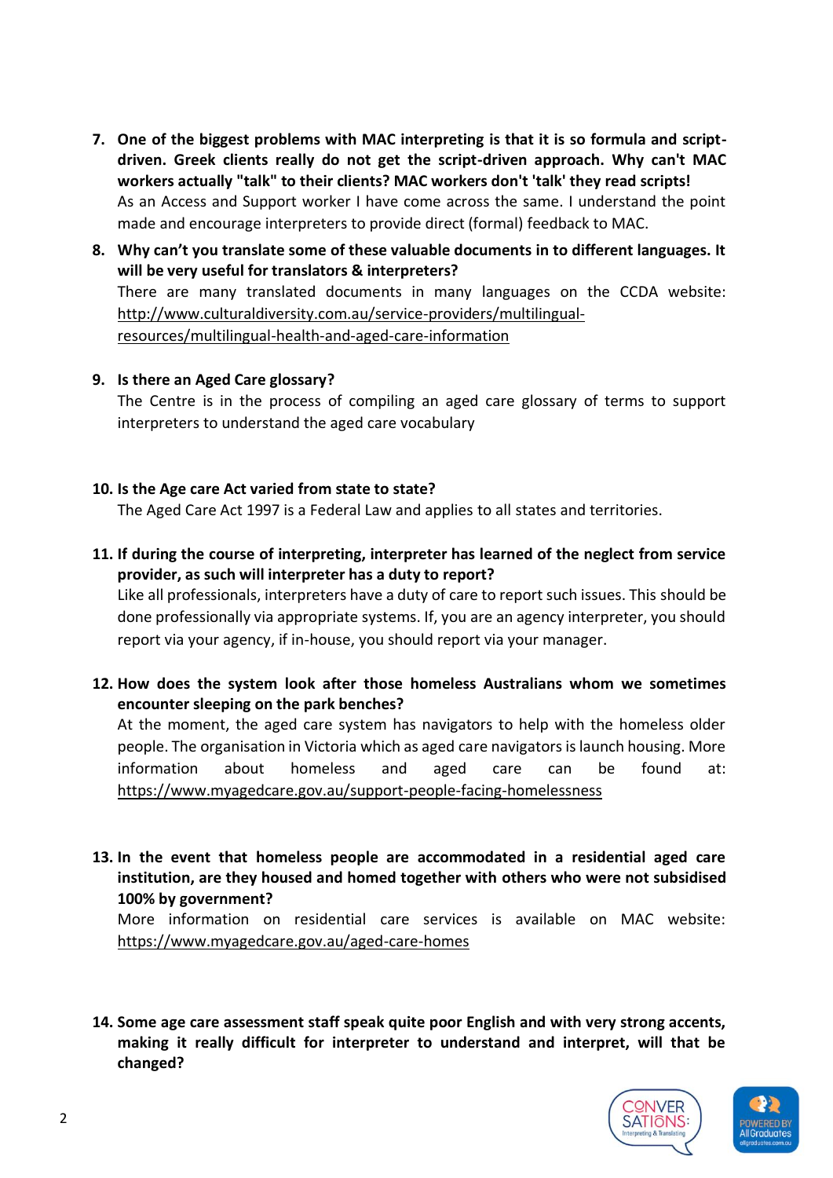7. **One of the biggest problems with MAC interpreting is that it is so formula and script-driven. Greek clients really do not get the script-driven approach. Why can't MAC workers actually "talk" to their clients? MAC workers don't 'talk' they read scripts!**
   As an Access and Support worker I have come across the same. I understand the point made and encourage interpreters to provide direct (formal) feedback to MAC.

8. **Why can't you translate some of these valuable documents in to different languages. It will be very useful for translators & interpreters?**
   There are many translated documents in many languages on the CCDA website: http://www.culturaldiversity.com.au/service-providers/multilingual-resources/multilingual-health-and-aged-care-information

9. **Is there an Aged Care glossary?**
   The Centre is in the process of compiling an aged care glossary of terms to support interpreters to understand the aged care vocabulary

10. **Is the Age care Act varied from state to state?**
    The Aged Care Act 1997 is a Federal Law and applies to all states and territories.

11. **If during the course of interpreting, interpreter has learned of the neglect from service provider, as such will interpreter has a duty to report?**
    Like all professionals, interpreters have a duty of care to report such issues. This should be done professionally via appropriate systems. If, you are an agency interpreter, you should report via your agency, if in-house, you should report via your manager.

12. **How does the system look after those homeless Australians whom we sometimes encounter sleeping on the park benches?**
    At the moment, the aged care system has navigators to help with the homeless older people. The organisation in Victoria which as aged care navigators is launch housing. More information about homeless and aged care can be found at: https://www.myagedcare.gov.au/support-people-facing-homelessness

13. **In the event that homeless people are accommodated in a residential aged care institution, are they housed and homed together with others who were not subsidised 100% by government?**
    More information on residential care services is available on MAC website: https://www.myagedcare.gov.au/aged-care-homes

14. **Some age care assessment staff speak quite poor English and with very strong accents, making it really difficult for interpreter to understand and interpret, will that be changed?**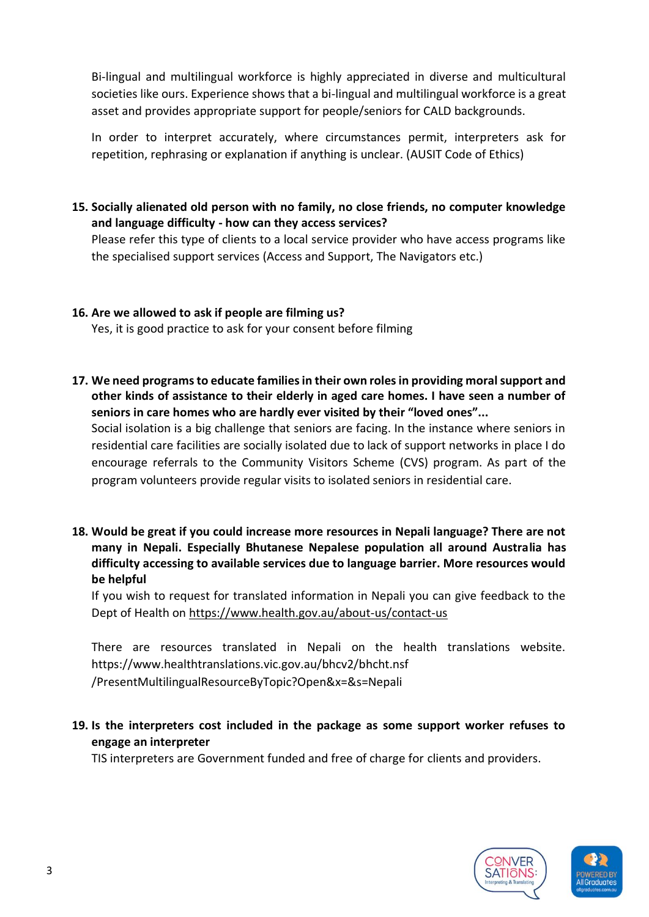Bi-lingual and multilingual workforce is highly appreciated in diverse and multicultural societies like ours. Experience shows that a bi-lingual and multilingual workforce is a great asset and provides appropriate support for people/seniors for CALD backgrounds.

In order to interpret accurately, where circumstances permit, interpreters ask for repetition, rephrasing or explanation if anything is unclear. (AUSIT Code of Ethics)

**15. Socially alienated old person with no family, no close friends, no computer knowledge and language difficulty - how can they access services?**

Please refer this type of clients to a local service provider who have access programs like the specialised support services (Access and Support, The Navigators etc.)

**16. Are we allowed to ask if people are filming us?**

Yes, it is good practice to ask for your consent before filming

**17. We need programs to educate families in their own roles in providing moral support and other kinds of assistance to their elderly in aged care homes. I have seen a number of seniors in care homes who are hardly ever visited by their "loved ones"...**

Social isolation is a big challenge that seniors are facing. In the instance where seniors in residential care facilities are socially isolated due to lack of support networks in place I do encourage referrals to the Community Visitors Scheme (CVS) program. As part of the program volunteers provide regular visits to isolated seniors in residential care.

**18. Would be great if you could increase more resources in Nepali language? There are not many in Nepali. Especially Bhutanese Nepalese population all around Australia has difficulty accessing to available services due to language barrier. More resources would be helpful**

If you wish to request for translated information in Nepali you can give feedback to the Dept of Health on https://www.health.gov.au/about-us/contact-us

There are resources translated in Nepali on the health translations website. https://www.healthtranslations.vic.gov.au/bhcv2/bhcht.nsf/PresentMultilingualResourceByTopic?Open&x=&s=Nepali

**19. Is the interpreters cost included in the package as some support worker refuses to engage an interpreter**

TIS interpreters are Government funded and free of charge for clients and providers.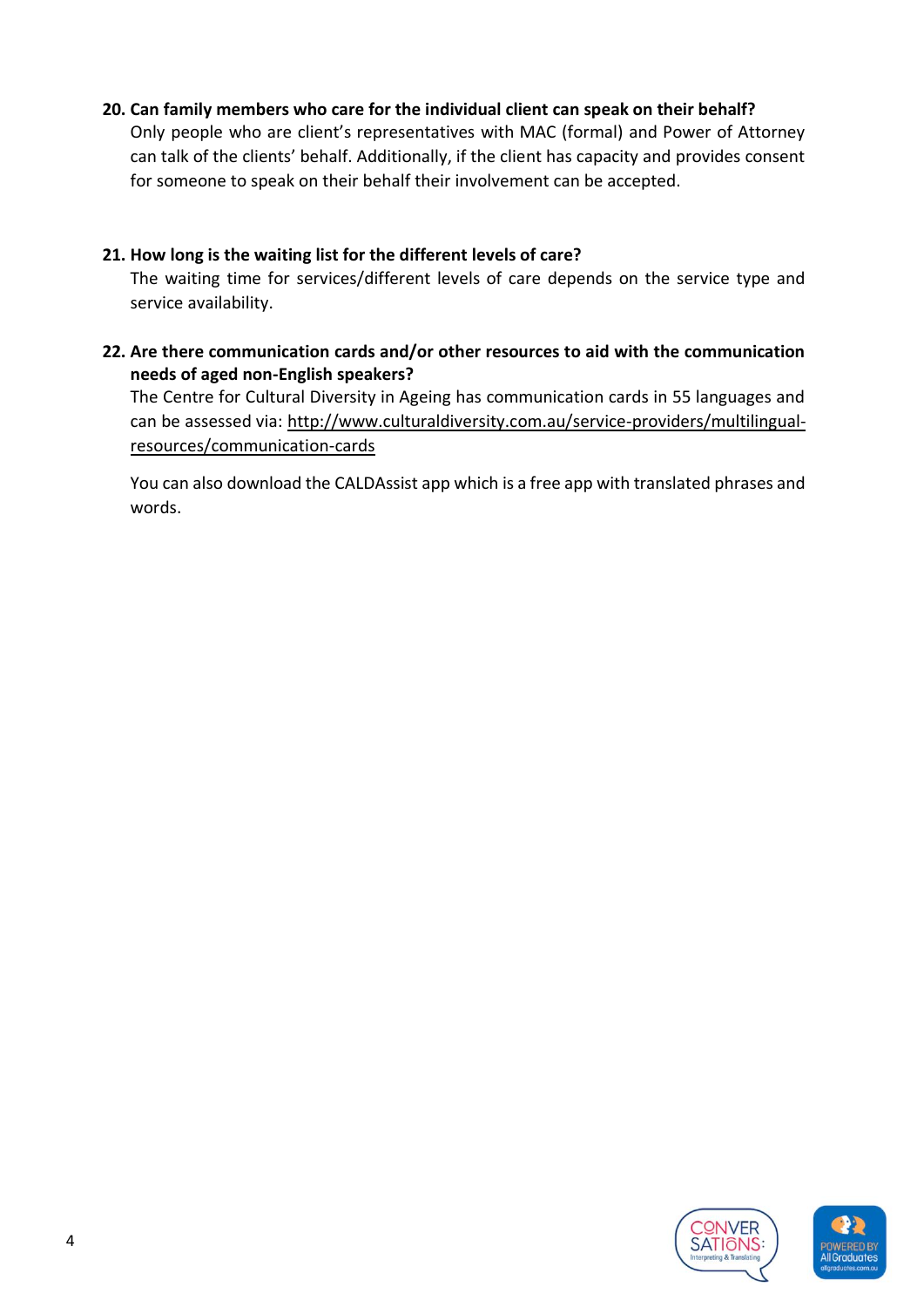**20. Can family members who care for the individual client can speak on their behalf?**

Only people who are client's representatives with MAC (formal) and Power of Attorney can talk of the clients' behalf. Additionally, if the client has capacity and provides consent for someone to speak on their behalf their involvement can be accepted.

**21. How long is the waiting list for the different levels of care?**

The waiting time for services/different levels of care depends on the service type and service availability.

**22. Are there communication cards and/or other resources to aid with the communication needs of aged non-English speakers?**

The Centre for Cultural Diversity in Ageing has communication cards in 55 languages and can be assessed via: http://www.culturaldiversity.com.au/service-providers/multilingual-resources/communication-cards

You can also download the CALDAssist app which is a free app with translated phrases and words.